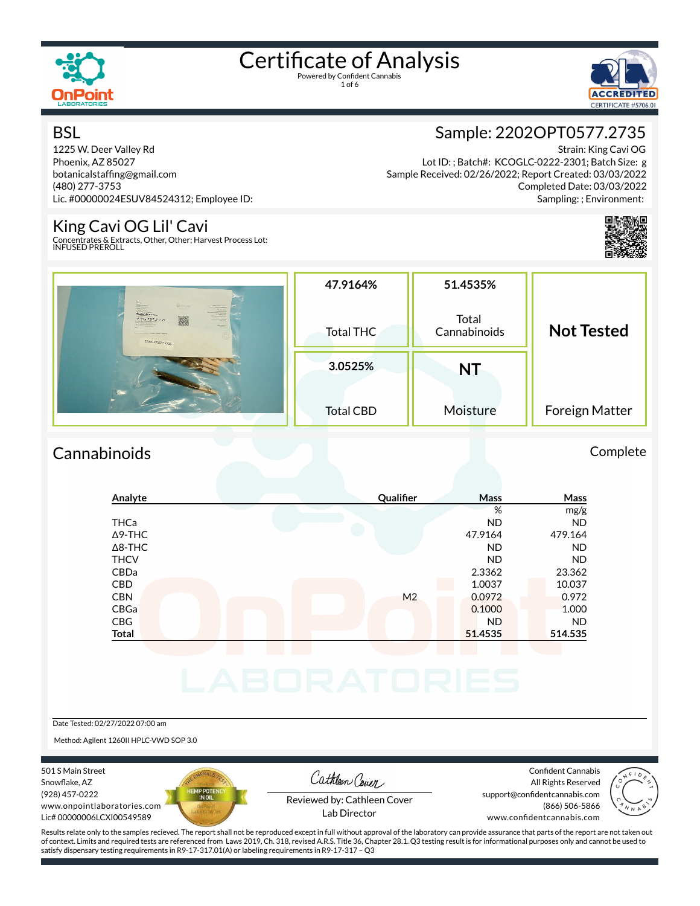# Certificate of Analysis

Powered by Confident Cannabis

## BSL

1225 W. Deer Valley Rd
Phoenix, AZ 85027
botanicalstaffing@gmail.com
(480) 277-3753
Lic. #00000024ESUV84524312; Employee ID:

## Sample: 2202OPT0577.2735

Strain: King Cavi OG
Lot ID: ; Batch#: KCOGLC-0222-2301; Batch Size: g
Sample Received: 02/26/2022; Report Created: 03/03/2022
Completed Date: 03/03/2022
Sampling: ; Environment:

## King Cavi OG Lil' Cavi

Concentrates & Extracts, Other, Other; Harvest Process Lot:
INFUSED PREROLL

| 47.9164% | 51.4535% | Not Tested |
|---|---|---|
| Total THC | Total Cannabinoids | |
| 3.0525% | NT | |
| Total CBD | Moisture | Foreign Matter |

## Cannabinoids

Complete

| Analyte | Qualifier | Mass | Mass |
|---|---|---|---|
| | | % | mg/g |
| THCa | | ND | ND |
| Δ9-THC | | 47.9164 | 479.164 |
| Δ8-THC | | ND | ND |
| THCV | | ND | ND |
| CBDa | | 2.3362 | 23.362 |
| CBD | | 1.0037 | 10.037 |
| CBN | M2 | 0.0972 | 0.972 |
| CBGa | | 0.1000 | 1.000 |
| CBG | | ND | ND |
| **Total** | | **51.4535** | **514.535** |

Date Tested: 02/27/2022 07:00 am

Method: Agilent 1260II HPLC-VWD SOP 3.0

501 S Main Street
Snowflake, AZ
(928) 457-0222
www.onpointlaboratories.com
Lic# 00000006LCXI00549589

Reviewed by: Cathleen Cover
Lab Director

Confident Cannabis
All Rights Reserved
support@confidentcannabis.com
(866) 506-5866
www.confidentcannabis.com

Results relate only to the samples recieved. The report shall not be reproduced except in full without approval of the laboratory can provide assurance that parts of the report are not taken out of context. Limits and required tests are referenced from Laws 2019, Ch. 318, revised A.R.S. Title 36, Chapter 28.1. Q3 testing result is for informational purposes only and cannot be used to satisfy dispensary testing requirements in R9-17-317.01(A) or labeling requirements in R9-17-317 – Q3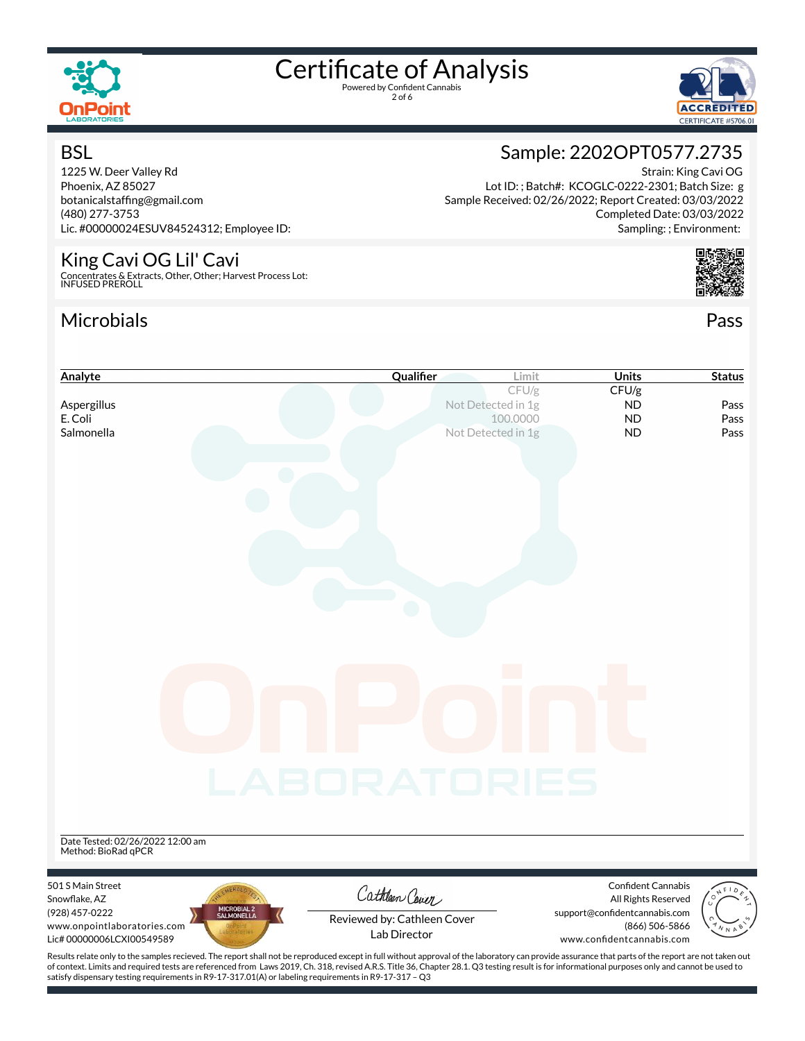# Certificate of Analysis

Powered by Confident Cannabis

## BSL

1225 W. Deer Valley Rd
Phoenix, AZ 85027
botanicalstaffing@gmail.com
(480) 277-3753
Lic. #00000024ESUV84524312; Employee ID:

## Sample: 2202OPT0577.2735

Strain: King Cavi OG
Lot ID: ; Batch#: KCOGLC-0222-2301; Batch Size: g
Sample Received: 02/26/2022; Report Created: 03/03/2022
Completed Date: 03/03/2022
Sampling: ; Environment:

## King Cavi OG Lil' Cavi

Concentrates & Extracts, Other, Other; Harvest Process Lot:
INFUSED PREROLL

## Microbials

Pass

| Analyte | Qualifier | Limit | Units | Status |
|---|---|---|---|---|
| | | CFU/g | CFU/g | |
| Aspergillus | | Not Detected in 1g | ND | Pass |
| E. Coli | | 100.0000 | ND | Pass |
| Salmonella | | Not Detected in 1g | ND | Pass |

Date Tested: 02/26/2022 12:00 am
Method: BioRad qPCR

501 S Main Street
Snowflake, AZ
(928) 457-0222
www.onpointlaboratories.com
Lic# 00000006LCXI00549589

Reviewed by: Cathleen Cover
Lab Director

Confident Cannabis
All Rights Reserved
support@confidentcannabis.com
(866) 506-5866
www.confidentcannabis.com

Results relate only to the samples recieved. The report shall not be reproduced except in full without approval of the laboratory can provide assurance that parts of the report are not taken out of context. Limits and required tests are referenced from Laws 2019, Ch. 318, revised A.R.S. Title 36, Chapter 28.1. Q3 testing result is for informational purposes only and cannot be used to satisfy dispensary testing requirements in R9-17-317.01(A) or labeling requirements in R9-17-317 – Q3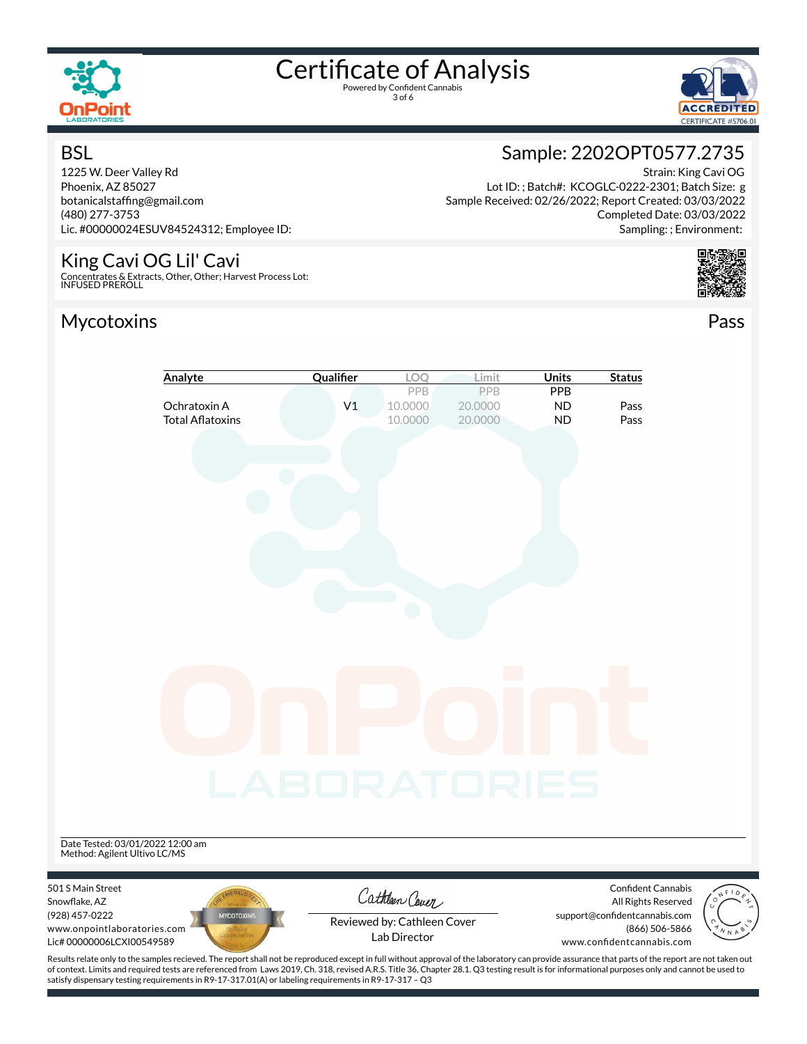# Certificate of Analysis

Powered by Confident Cannabis

## BSL

1225 W. Deer Valley Rd
Phoenix, AZ 85027
botanicalstaffing@gmail.com
(480) 277-3753
Lic. #00000024ESUV84524312; Employee ID:

## Sample: 2202OPT0577.2735

Strain: King Cavi OG
Lot ID: ; Batch#: KCOGLC-0222-2301; Batch Size: g
Sample Received: 02/26/2022; Report Created: 03/03/2022
Completed Date: 03/03/2022
Sampling: ; Environment:

## King Cavi OG Lil' Cavi

Concentrates & Extracts, Other, Other; Harvest Process Lot:
INFUSED PREROLL

## Mycotoxins

Pass

| Analyte | Qualifier | LOQ | Limit | Units | Status |
|---|---|---|---|---|---|
| | | PPB | PPB | PPB | |
| Ochratoxin A | V1 | 10.0000 | 20.0000 | ND | Pass |
| Total Aflatoxins | | 10.0000 | 20.0000 | ND | Pass |

Date Tested: 03/01/2022 12:00 am
Method: Agilent Ultivo LC/MS

501 S Main Street
Snowflake, AZ
(928) 457-0222
www.onpointlaboratories.com
Lic# 00000006LCXI00549589

Reviewed by: Cathleen Cover
Lab Director

Confident Cannabis
All Rights Reserved
support@confidentcannabis.com
(866) 506-5866
www.confidentcannabis.com

Results relate only to the samples recieved. The report shall not be reproduced except in full without approval of the laboratory can provide assurance that parts of the report are not taken out of context. Limits and required tests are referenced from Laws 2019, Ch. 318, revised A.R.S. Title 36, Chapter 28.1. Q3 testing result is for informational purposes only and cannot be used to satisfy dispensary testing requirements in R9-17-317.01(A) or labeling requirements in R9-17-317 – Q3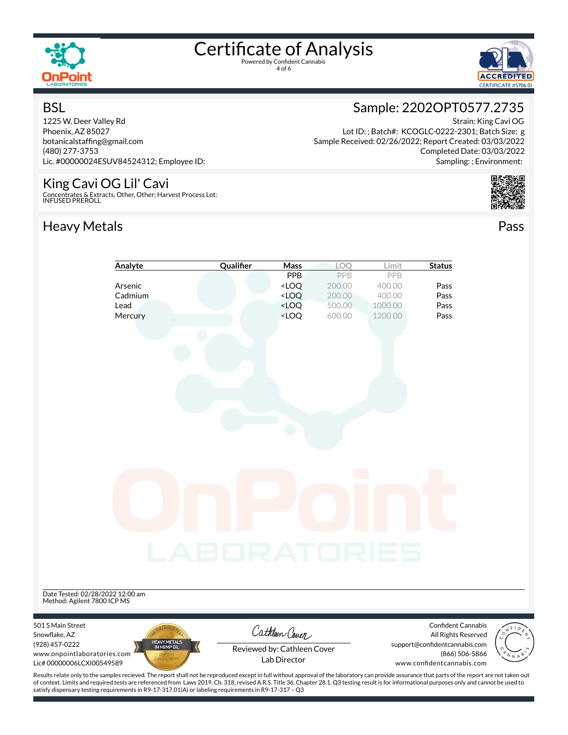# Certificate of Analysis

Powered by Confident Cannabis

## BSL

1225 W. Deer Valley Rd
Phoenix, AZ 85027
botanicalstaffing@gmail.com
(480) 277-3753
Lic. #00000024ESUV84524312; Employee ID:

## Sample: 2202OPT0577.2735

Strain: King Cavi OG
Lot ID: ; Batch#: KCOGLC-0222-2301; Batch Size: g
Sample Received: 02/26/2022; Report Created: 03/03/2022
Completed Date: 03/03/2022
Sampling: ; Environment:

## King Cavi OG Lil' Cavi

Concentrates & Extracts, Other, Other; Harvest Process Lot:
INFUSED PREROLL

## Heavy Metals

Pass

| Analyte | Qualifier | Mass | LOQ | Limit | Status |
|---|---|---|---|---|---|
| | | PPB | PPB | PPB | |
| Arsenic | | <LOQ | 200.00 | 400.00 | Pass |
| Cadmium | | <LOQ | 200.00 | 400.00 | Pass |
| Lead | | <LOQ | 500.00 | 1000.00 | Pass |
| Mercury | | <LOQ | 600.00 | 1200.00 | Pass |

Date Tested: 02/28/2022 12:00 am
Method: Agilent 7800 ICP MS

501 S Main Street
Snowflake, AZ
(928) 457-0222
www.onpointlaboratories.com
Lic# 00000006LCXI00549589

Reviewed by: Cathleen Cover
Lab Director

Confident Cannabis
All Rights Reserved
support@confidentcannabis.com
(866) 506-5866
www.confidentcannabis.com

Results relate only to the samples recieved. The report shall not be reproduced except in full without approval of the laboratory can provide assurance that parts of the report are not taken out of context. Limits and required tests are referenced from Laws 2019, Ch. 318, revised A.R.S. Title 36, Chapter 28.1. Q3 testing result is for informational purposes only and cannot be used to satisfy dispensary testing requirements in R9-17-317.01(A) or labeling requirements in R9-17-317 – Q3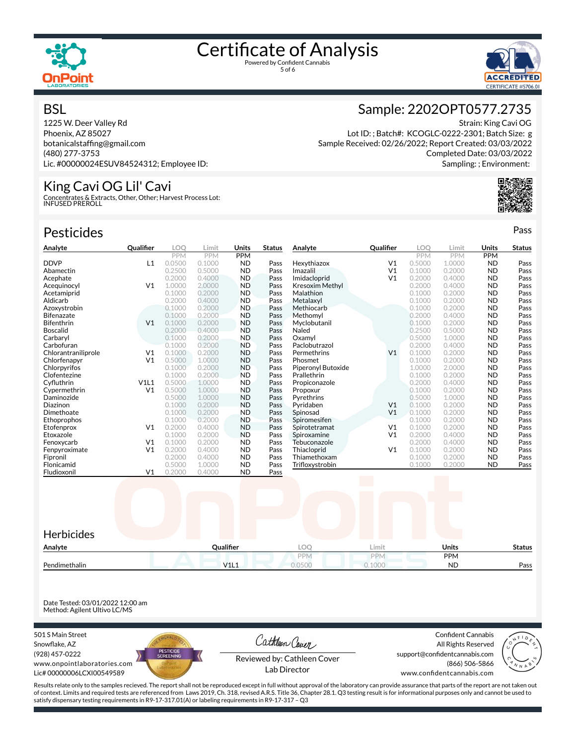# Certificate of Analysis

Powered by Confident Cannabis

## BSL

1225 W. Deer Valley Rd
Phoenix, AZ 85027
botanicalstaffing@gmail.com
(480) 277-3753
Lic. #00000024ESUV84524312; Employee ID:

## Sample: 2202OPT0577.2735

Strain: King Cavi OG
Lot ID: ; Batch#: KCOGLC-0222-2301; Batch Size: g
Sample Received: 02/26/2022; Report Created: 03/03/2022
Completed Date: 03/03/2022
Sampling: ; Environment:

## King Cavi OG Lil' Cavi

Concentrates & Extracts, Other, Other; Harvest Process Lot:
INFUSED PREROLL

## Pesticides

Pass

| Analyte | Qualifier | LOQ PPM | Limit PPM | Units PPM | Status |
|---|---|---|---|---|---|
| DDVP | L1 | 0.0500 | 0.1000 | ND | Pass |
| Abamectin | | 0.2500 | 0.5000 | ND | Pass |
| Acephate | | 0.2000 | 0.4000 | ND | Pass |
| Acequinocyl | V1 | 1.0000 | 2.0000 | ND | Pass |
| Acetamiprid | | 0.1000 | 0.2000 | ND | Pass |
| Aldicarb | | 0.2000 | 0.4000 | ND | Pass |
| Azoxystrobin | | 0.1000 | 0.2000 | ND | Pass |
| Bifenazate | | 0.1000 | 0.2000 | ND | Pass |
| Bifenthrin | V1 | 0.1000 | 0.2000 | ND | Pass |
| Boscalid | | 0.2000 | 0.4000 | ND | Pass |
| Carbaryl | | 0.1000 | 0.2000 | ND | Pass |
| Carbofuran | | 0.1000 | 0.2000 | ND | Pass |
| Chlorantraniliprole | V1 | 0.1000 | 0.2000 | ND | Pass |
| Chlorfenapyr | V1 | 0.5000 | 1.0000 | ND | Pass |
| Chlorpyrifos | | 0.1000 | 0.2000 | ND | Pass |
| Clofentezine | | 0.1000 | 0.2000 | ND | Pass |
| Cyfluthrin | V1L1 | 0.5000 | 1.0000 | ND | Pass |
| Cypermethrin | V1 | 0.5000 | 1.0000 | ND | Pass |
| Daminozide | | 0.5000 | 1.0000 | ND | Pass |
| Diazinon | | 0.1000 | 0.2000 | ND | Pass |
| Dimethoate | | 0.1000 | 0.2000 | ND | Pass |
| Ethoprophos | | 0.1000 | 0.2000 | ND | Pass |
| Etofenprox | V1 | 0.2000 | 0.4000 | ND | Pass |
| Etoxazole | | 0.1000 | 0.2000 | ND | Pass |
| Fenoxycarb | V1 | 0.1000 | 0.2000 | ND | Pass |
| Fenpyroximate | V1 | 0.2000 | 0.4000 | ND | Pass |
| Fipronil | | 0.2000 | 0.4000 | ND | Pass |
| Flonicamid | | 0.5000 | 1.0000 | ND | Pass |
| Fludioxonil | V1 | 0.2000 | 0.4000 | ND | Pass |
| Hexythiazox | V1 | 0.5000 | 1.0000 | ND | Pass |
| Imazalil | V1 | 0.1000 | 0.2000 | ND | Pass |
| Imidacloprid | V1 | 0.2000 | 0.4000 | ND | Pass |
| Kresoxim Methyl | | 0.2000 | 0.4000 | ND | Pass |
| Malathion | | 0.1000 | 0.2000 | ND | Pass |
| Metalaxyl | | 0.1000 | 0.2000 | ND | Pass |
| Methiocarb | | 0.1000 | 0.2000 | ND | Pass |
| Methomyl | | 0.2000 | 0.4000 | ND | Pass |
| Myclobutanil | | 0.1000 | 0.2000 | ND | Pass |
| Naled | | 0.2500 | 0.5000 | ND | Pass |
| Oxamyl | | 0.5000 | 1.0000 | ND | Pass |
| Paclobutrazol | | 0.2000 | 0.4000 | ND | Pass |
| Permethrins | V1 | 0.1000 | 0.2000 | ND | Pass |
| Phosmet | | 0.1000 | 0.2000 | ND | Pass |
| Piperonyl Butoxide | | 1.0000 | 2.0000 | ND | Pass |
| Prallethrin | | 0.1000 | 0.2000 | ND | Pass |
| Propiconazole | | 0.2000 | 0.4000 | ND | Pass |
| Propoxur | | 0.1000 | 0.2000 | ND | Pass |
| Pyrethrins | | 0.5000 | 1.0000 | ND | Pass |
| Pyridaben | V1 | 0.1000 | 0.2000 | ND | Pass |
| Spinosad | V1 | 0.1000 | 0.2000 | ND | Pass |
| Spiromesifen | | 0.1000 | 0.2000 | ND | Pass |
| Spirotetramat | V1 | 0.1000 | 0.2000 | ND | Pass |
| Spiroxamine | V1 | 0.2000 | 0.4000 | ND | Pass |
| Tebuconazole | | 0.2000 | 0.4000 | ND | Pass |
| Thiacloprid | V1 | 0.1000 | 0.2000 | ND | Pass |
| Thiamethoxam | | 0.1000 | 0.2000 | ND | Pass |
| Trifloxystrobin | | 0.1000 | 0.2000 | ND | Pass |

## Herbicides

| Analyte | Qualifier | LOQ PPM | Limit PPM | Units PPM | Status |
|---|---|---|---|---|---|
| Pendimethalin | V1L1 | 0.0500 | 0.1000 | ND | Pass |

Date Tested: 03/01/2022 12:00 am
Method: Agilent Ultivo LC/MS

501 S Main Street
Snowflake, AZ
(928) 457-0222
www.onpointlaboratories.com
Lic# 00000006LCXI00549589

Reviewed by: Cathleen Cover
Lab Director

Confident Cannabis
All Rights Reserved
support@confidentcannabis.com
(866) 506-5866
www.confidentcannabis.com

Results relate only to the samples recieved. The report shall not be reproduced except in full without approval of the laboratory can provide assurance that parts of the report are not taken out of context. Limits and required tests are referenced from Laws 2019, Ch. 318, revised A.R.S. Title 36, Chapter 28.1. Q3 testing result is for informational purposes only and cannot be used to satisfy dispensary testing requirements in R9-17-317.01(A) or labeling requirements in R9-17-317 – Q3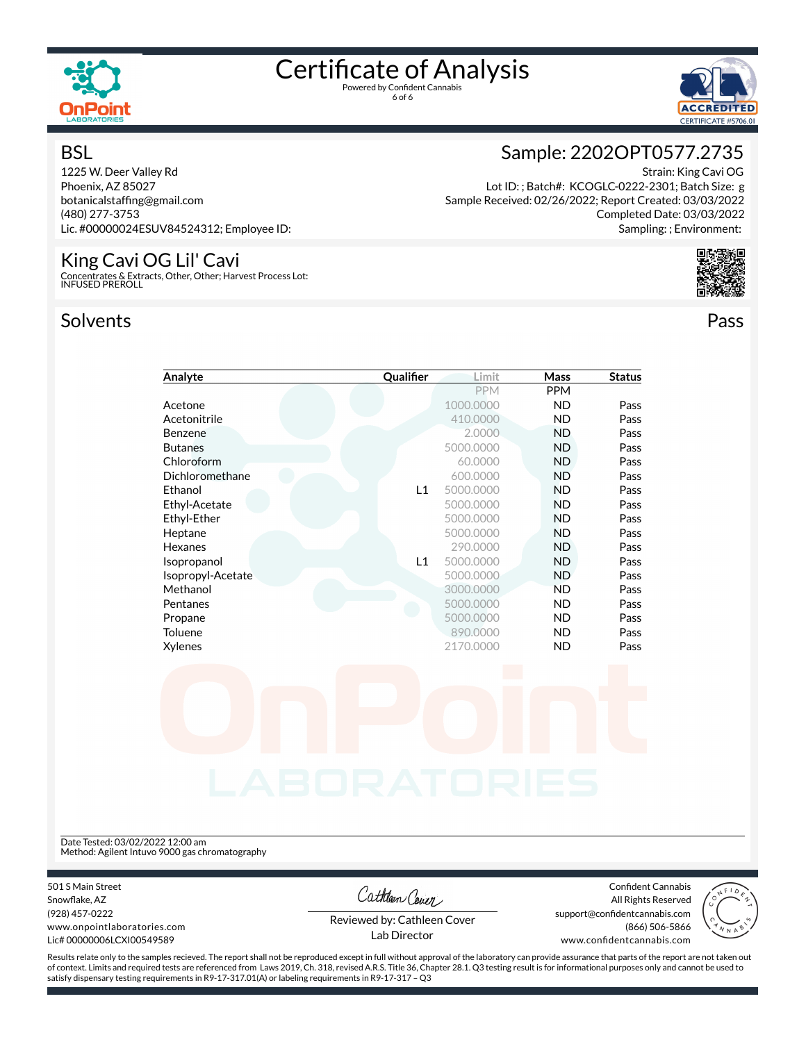# Certificate of Analysis

Powered by Confident Cannabis

## BSL

1225 W. Deer Valley Rd
Phoenix, AZ 85027
botanicalstaffing@gmail.com
(480) 277-3753
Lic. #00000024ESUV84524312; Employee ID:

## Sample: 2202OPT0577.2735

Strain: King Cavi OG
Lot ID: ; Batch#: KCOGLC-0222-2301; Batch Size: g
Sample Received: 02/26/2022; Report Created: 03/03/2022
Completed Date: 03/03/2022
Sampling: ; Environment:

## King Cavi OG Lil' Cavi

Concentrates & Extracts, Other, Other; Harvest Process Lot:
INFUSED PREROLL

## Solvents

Pass

| Analyte | Qualifier | Limit | Mass | Status |
|---|---|---|---|---|
| | | PPM | PPM | |
| Acetone | | 1000.0000 | ND | Pass |
| Acetonitrile | | 410.0000 | ND | Pass |
| Benzene | | 2.0000 | ND | Pass |
| Butanes | | 5000.0000 | ND | Pass |
| Chloroform | | 60.0000 | ND | Pass |
| Dichloromethane | | 600.0000 | ND | Pass |
| Ethanol | L1 | 5000.0000 | ND | Pass |
| Ethyl-Acetate | | 5000.0000 | ND | Pass |
| Ethyl-Ether | | 5000.0000 | ND | Pass |
| Heptane | | 5000.0000 | ND | Pass |
| Hexanes | | 290.0000 | ND | Pass |
| Isopropanol | L1 | 5000.0000 | ND | Pass |
| Isopropyl-Acetate | | 5000.0000 | ND | Pass |
| Methanol | | 3000.0000 | ND | Pass |
| Pentanes | | 5000.0000 | ND | Pass |
| Propane | | 5000.0000 | ND | Pass |
| Toluene | | 890.0000 | ND | Pass |
| Xylenes | | 2170.0000 | ND | Pass |

Date Tested: 03/02/2022 12:00 am
Method: Agilent Intuvo 9000 gas chromatography

501 S Main Street
Snowflake, AZ
(928) 457-0222
www.onpointlaboratories.com
Lic# 00000006LCXI00549589

Reviewed by: Cathleen Cover
Lab Director

Confident Cannabis
All Rights Reserved
support@confidentcannabis.com
(866) 506-5866
www.confidentcannabis.com

Results relate only to the samples recieved. The report shall not be reproduced except in full without approval of the laboratory can provide assurance that parts of the report are not taken out of context. Limits and required tests are referenced from Laws 2019, Ch. 318, revised A.R.S. Title 36, Chapter 28.1. Q3 testing result is for informational purposes only and cannot be used to satisfy dispensary testing requirements in R9-17-317.01(A) or labeling requirements in R9-17-317 – Q3